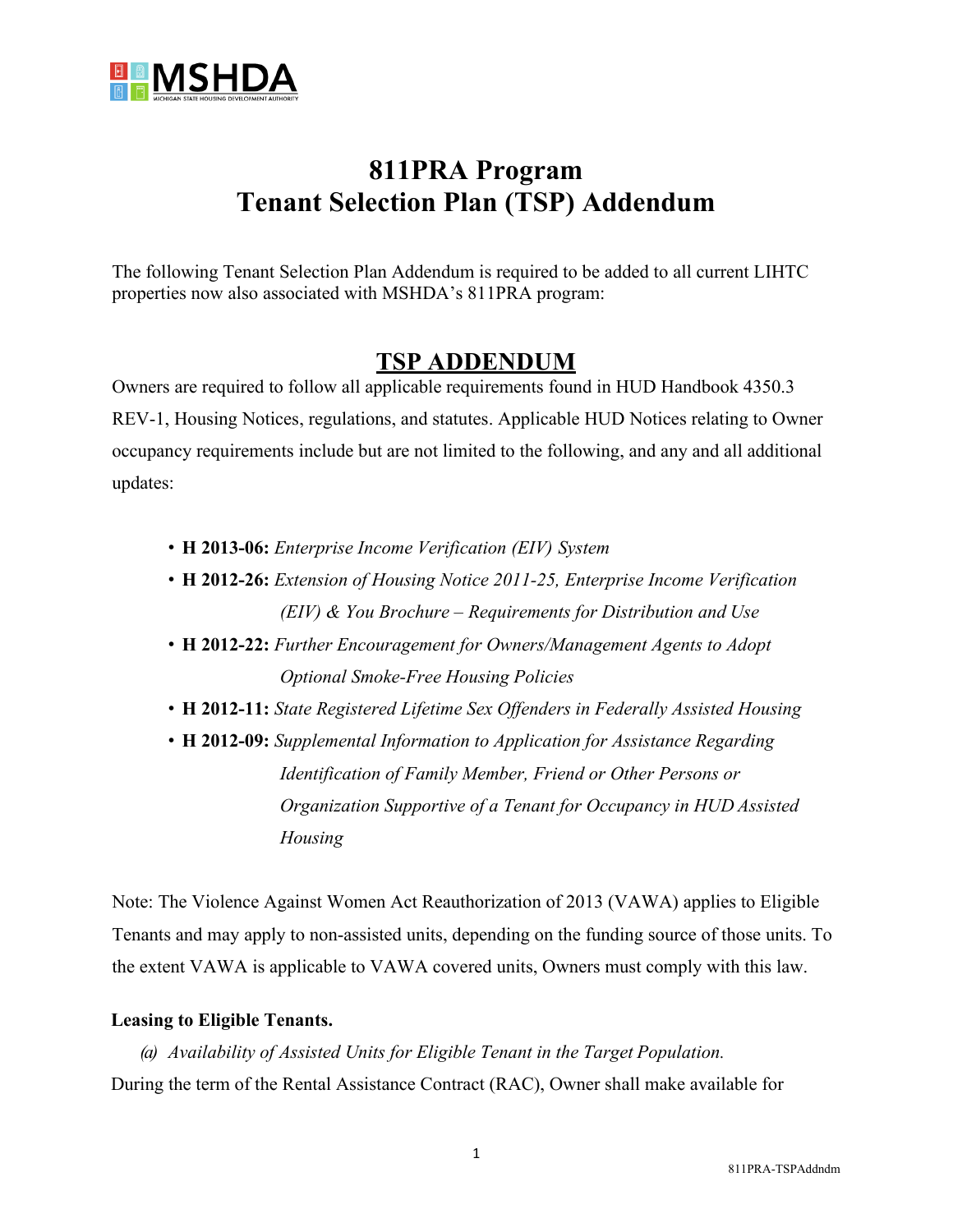MSHDA

MICHIGAN STATE HOUSING DEVELOPMENT AUTHORITY

# 811PRA Program
# Tenant Selection Plan (TSP) Addendum

The following Tenant Selection Plan Addendum is required to be added to all current LIHTC properties now also associated with MSHDA's 811PRA program:

## TSP ADDENDUM

Owners are required to follow all applicable requirements found in HUD Handbook 4350.3 REV-1, Housing Notices, regulations, and statutes. Applicable HUD Notices relating to Owner occupancy requirements include but are not limited to the following, and any and all additional updates:

- **H 2013-06:** *Enterprise Income Verification (EIV) System*
- **H 2012-26:** *Extension of Housing Notice 2011-25, Enterprise Income Verification (EIV) & You Brochure – Requirements for Distribution and Use*
- **H 2012-22:** *Further Encouragement for Owners/Management Agents to Adopt Optional Smoke-Free Housing Policies*
- **H 2012-11:** *State Registered Lifetime Sex Offenders in Federally Assisted Housing*
- **H 2012-09:** *Supplemental Information to Application for Assistance Regarding Identification of Family Member, Friend or Other Persons or Organization Supportive of a Tenant for Occupancy in HUD Assisted Housing*

Note: The Violence Against Women Act Reauthorization of 2013 (VAWA) applies to Eligible Tenants and may apply to non-assisted units, depending on the funding source of those units. To the extent VAWA is applicable to VAWA covered units, Owners must comply with this law.

**Leasing to Eligible Tenants.**

*(a) Availability of Assisted Units for Eligible Tenant in the Target Population.*

During the term of the Rental Assistance Contract (RAC), Owner shall make available for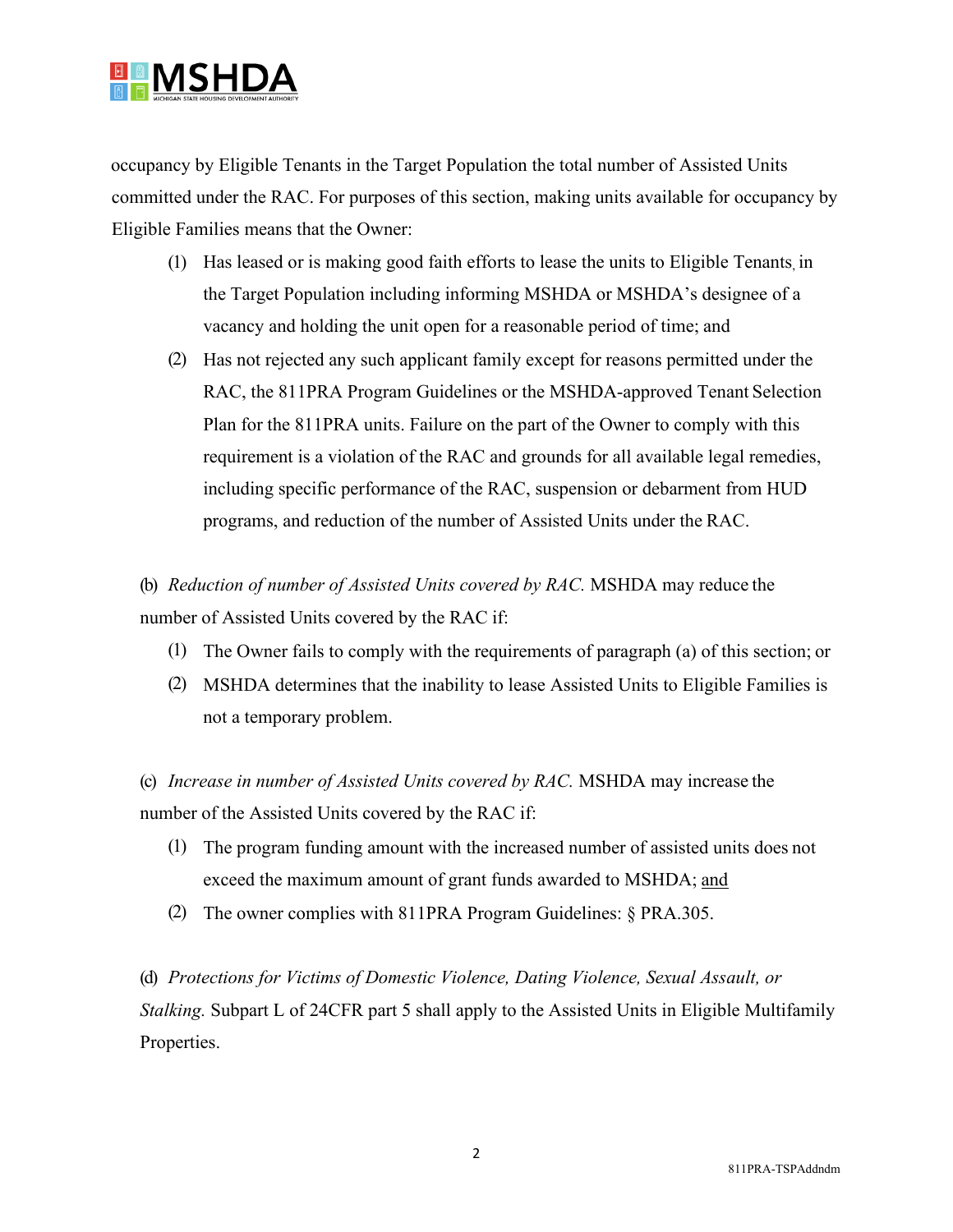occupancy by Eligible Tenants in the Target Population the total number of Assisted Units committed under the RAC. For purposes of this section, making units available for occupancy by Eligible Families means that the Owner:

(1) Has leased or is making good faith efforts to lease the units to Eligible Tenants, in the Target Population including informing MSHDA or MSHDA's designee of a vacancy and holding the unit open for a reasonable period of time; and

(2) Has not rejected any such applicant family except for reasons permitted under the RAC, the 811PRA Program Guidelines or the MSHDA-approved Tenant Selection Plan for the 811PRA units. Failure on the part of the Owner to comply with this requirement is a violation of the RAC and grounds for all available legal remedies, including specific performance of the RAC, suspension or debarment from HUD programs, and reduction of the number of Assisted Units under the RAC.

(b) *Reduction of number of Assisted Units covered by RAC.* MSHDA may reduce the number of Assisted Units covered by the RAC if:

(1) The Owner fails to comply with the requirements of paragraph (a) of this section; or

(2) MSHDA determines that the inability to lease Assisted Units to Eligible Families is not a temporary problem.

(c) *Increase in number of Assisted Units covered by RAC.* MSHDA may increase the number of the Assisted Units covered by the RAC if:

(1) The program funding amount with the increased number of assisted units does not exceed the maximum amount of grant funds awarded to MSHDA; <u>and</u>

(2) The owner complies with 811PRA Program Guidelines: § PRA.305.

(d) *Protections for Victims of Domestic Violence, Dating Violence, Sexual Assault, or Stalking.* Subpart L of 24CFR part 5 shall apply to the Assisted Units in Eligible Multifamily Properties.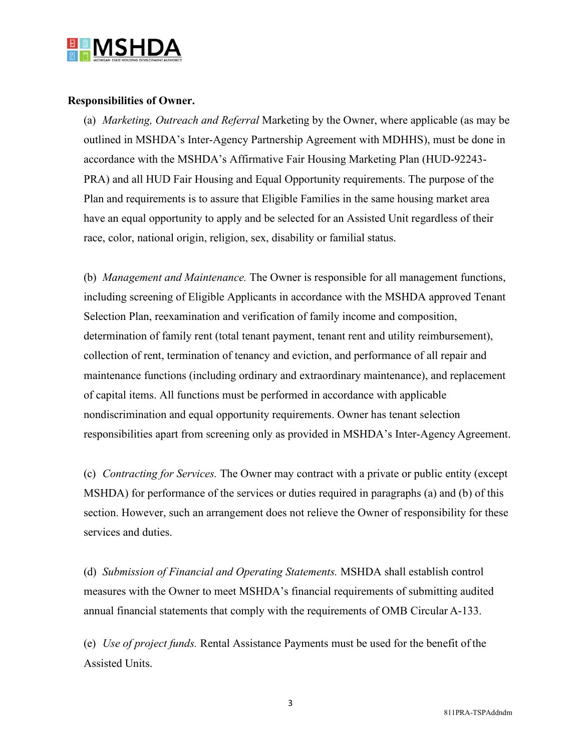**Responsibilities of Owner.**

(a) *Marketing, Outreach and Referral* Marketing by the Owner, where applicable (as may be outlined in MSHDA's Inter-Agency Partnership Agreement with MDHHS), must be done in accordance with the MSHDA's Affirmative Fair Housing Marketing Plan (HUD-92243-PRA) and all HUD Fair Housing and Equal Opportunity requirements. The purpose of the Plan and requirements is to assure that Eligible Families in the same housing market area have an equal opportunity to apply and be selected for an Assisted Unit regardless of their race, color, national origin, religion, sex, disability or familial status.

(b) *Management and Maintenance.* The Owner is responsible for all management functions, including screening of Eligible Applicants in accordance with the MSHDA approved Tenant Selection Plan, reexamination and verification of family income and composition, determination of family rent (total tenant payment, tenant rent and utility reimbursement), collection of rent, termination of tenancy and eviction, and performance of all repair and maintenance functions (including ordinary and extraordinary maintenance), and replacement of capital items. All functions must be performed in accordance with applicable nondiscrimination and equal opportunity requirements. Owner has tenant selection responsibilities apart from screening only as provided in MSHDA's Inter-Agency Agreement.

(c) *Contracting for Services.* The Owner may contract with a private or public entity (except MSHDA) for performance of the services or duties required in paragraphs (a) and (b) of this section. However, such an arrangement does not relieve the Owner of responsibility for these services and duties.

(d) *Submission of Financial and Operating Statements.* MSHDA shall establish control measures with the Owner to meet MSHDA's financial requirements of submitting audited annual financial statements that comply with the requirements of OMB Circular A-133.

(e) *Use of project funds.* Rental Assistance Payments must be used for the benefit of the Assisted Units.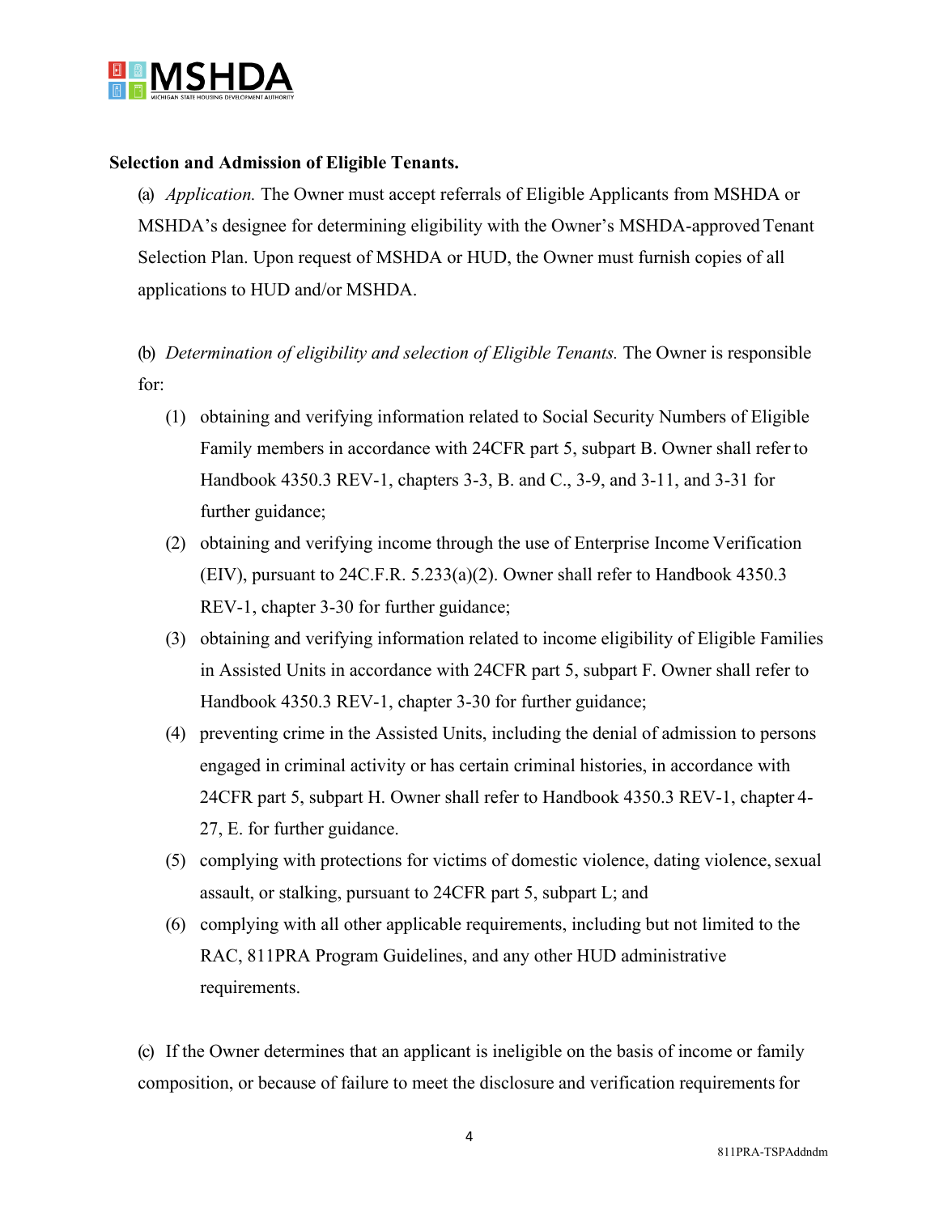**Selection and Admission of Eligible Tenants.**

(a) *Application.* The Owner must accept referrals of Eligible Applicants from MSHDA or MSHDA's designee for determining eligibility with the Owner's MSHDA-approved Tenant Selection Plan. Upon request of MSHDA or HUD, the Owner must furnish copies of all applications to HUD and/or MSHDA.

(b) *Determination of eligibility and selection of Eligible Tenants.* The Owner is responsible for:

(1) obtaining and verifying information related to Social Security Numbers of Eligible Family members in accordance with 24CFR part 5, subpart B. Owner shall refer to Handbook 4350.3 REV-1, chapters 3-3, B. and C., 3-9, and 3-11, and 3-31 for further guidance;

(2) obtaining and verifying income through the use of Enterprise Income Verification (EIV), pursuant to 24C.F.R. 5.233(a)(2). Owner shall refer to Handbook 4350.3 REV-1, chapter 3-30 for further guidance;

(3) obtaining and verifying information related to income eligibility of Eligible Families in Assisted Units in accordance with 24CFR part 5, subpart F. Owner shall refer to Handbook 4350.3 REV-1, chapter 3-30 for further guidance;

(4) preventing crime in the Assisted Units, including the denial of admission to persons engaged in criminal activity or has certain criminal histories, in accordance with 24CFR part 5, subpart H. Owner shall refer to Handbook 4350.3 REV-1, chapter 4-27, E. for further guidance.

(5) complying with protections for victims of domestic violence, dating violence, sexual assault, or stalking, pursuant to 24CFR part 5, subpart L; and

(6) complying with all other applicable requirements, including but not limited to the RAC, 811PRA Program Guidelines, and any other HUD administrative requirements.

(c) If the Owner determines that an applicant is ineligible on the basis of income or family composition, or because of failure to meet the disclosure and verification requirements for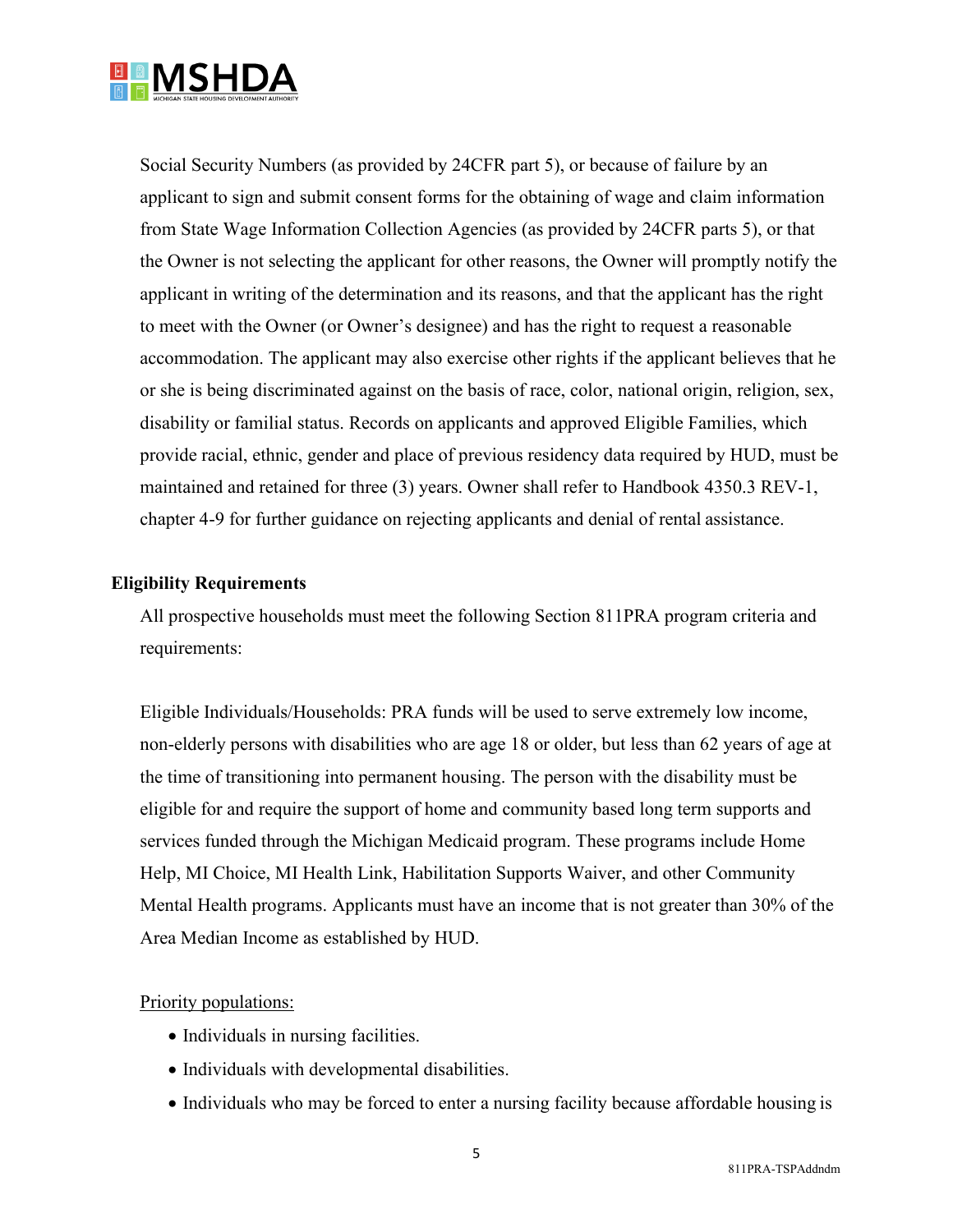Social Security Numbers (as provided by 24CFR part 5), or because of failure by an applicant to sign and submit consent forms for the obtaining of wage and claim information from State Wage Information Collection Agencies (as provided by 24CFR parts 5), or that the Owner is not selecting the applicant for other reasons, the Owner will promptly notify the applicant in writing of the determination and its reasons, and that the applicant has the right to meet with the Owner (or Owner's designee) and has the right to request a reasonable accommodation. The applicant may also exercise other rights if the applicant believes that he or she is being discriminated against on the basis of race, color, national origin, religion, sex, disability or familial status. Records on applicants and approved Eligible Families, which provide racial, ethnic, gender and place of previous residency data required by HUD, must be maintained and retained for three (3) years. Owner shall refer to Handbook 4350.3 REV-1, chapter 4-9 for further guidance on rejecting applicants and denial of rental assistance.

**Eligibility Requirements**

All prospective households must meet the following Section 811PRA program criteria and requirements:

Eligible Individuals/Households: PRA funds will be used to serve extremely low income, non-elderly persons with disabilities who are age 18 or older, but less than 62 years of age at the time of transitioning into permanent housing. The person with the disability must be eligible for and require the support of home and community based long term supports and services funded through the Michigan Medicaid program. These programs include Home Help, MI Choice, MI Health Link, Habilitation Supports Waiver, and other Community Mental Health programs. Applicants must have an income that is not greater than 30% of the Area Median Income as established by HUD.

<u>Priority populations:</u>

- Individuals in nursing facilities.
- Individuals with developmental disabilities.
- Individuals who may be forced to enter a nursing facility because affordable housing is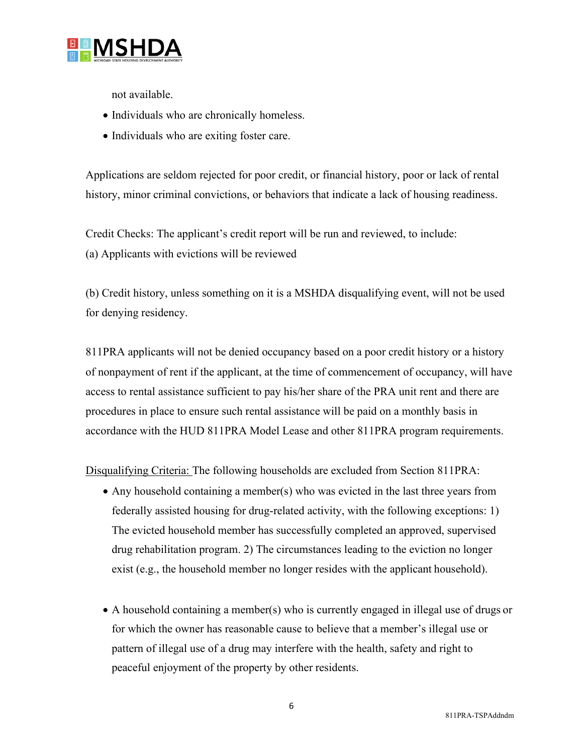not available.

- Individuals who are chronically homeless.
- Individuals who are exiting foster care.

Applications are seldom rejected for poor credit, or financial history, poor or lack of rental history, minor criminal convictions, or behaviors that indicate a lack of housing readiness.

Credit Checks: The applicant's credit report will be run and reviewed, to include:
(a) Applicants with evictions will be reviewed

(b) Credit history, unless something on it is a MSHDA disqualifying event, will not be used for denying residency.

811PRA applicants will not be denied occupancy based on a poor credit history or a history of nonpayment of rent if the applicant, at the time of commencement of occupancy, will have access to rental assistance sufficient to pay his/her share of the PRA unit rent and there are procedures in place to ensure such rental assistance will be paid on a monthly basis in accordance with the HUD 811PRA Model Lease and other 811PRA program requirements.

Disqualifying Criteria: The following households are excluded from Section 811PRA:

- Any household containing a member(s) who was evicted in the last three years from federally assisted housing for drug-related activity, with the following exceptions: 1) The evicted household member has successfully completed an approved, supervised drug rehabilitation program. 2) The circumstances leading to the eviction no longer exist (e.g., the household member no longer resides with the applicant household).

- A household containing a member(s) who is currently engaged in illegal use of drugs or for which the owner has reasonable cause to believe that a member's illegal use or pattern of illegal use of a drug may interfere with the health, safety and right to peaceful enjoyment of the property by other residents.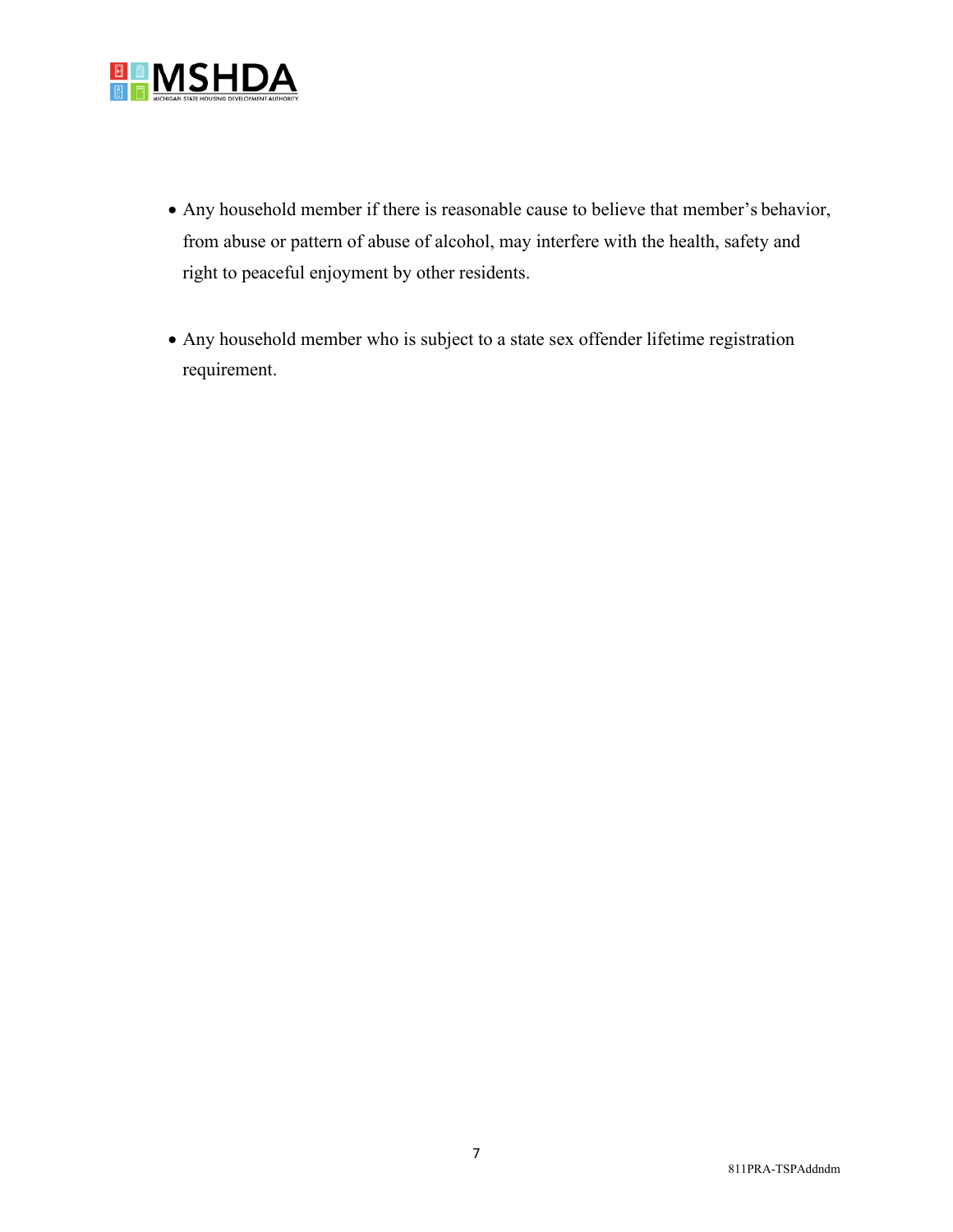- Any household member if there is reasonable cause to believe that member's behavior, from abuse or pattern of abuse of alcohol, may interfere with the health, safety and right to peaceful enjoyment by other residents.

- Any household member who is subject to a state sex offender lifetime registration requirement.